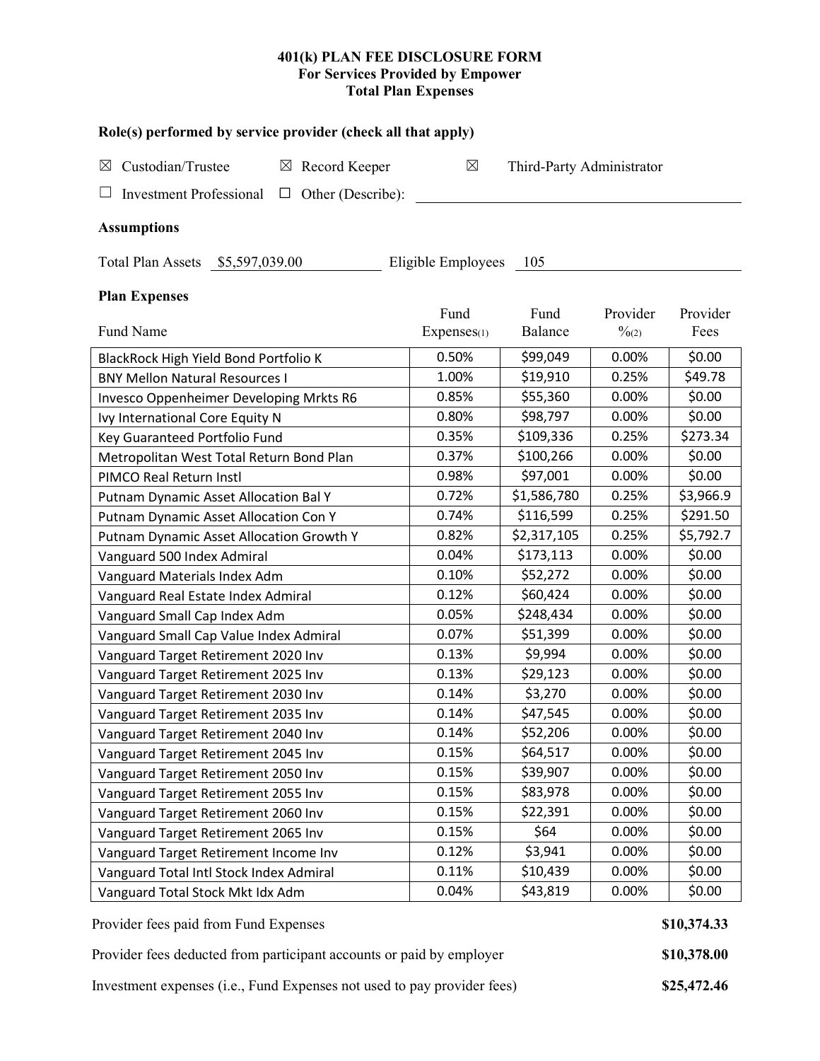# 401(k) PLAN FEE DISCLOSURE FORM
## For Services Provided by Empower
## Total Plan Expenses

### Role(s) performed by service provider (check all that apply)

☒ Custodian/Trustee ☒ Record Keeper ☒ Third-Party Administrator

☐ Investment Professional ☐ Other (Describe): ______________________

### Assumptions

Total Plan Assets $5,597,039.00 Eligible Employees 105

### Plan Expenses

| Fund Name | Fund Expenses(1) | Fund Balance | Provider %(2) | Provider Fees |
|---|---|---|---|---|
| BlackRock High Yield Bond Portfolio K | 0.50% | $99,049 | 0.00% | $0.00 |
| BNY Mellon Natural Resources I | 1.00% | $19,910 | 0.25% | $49.78 |
| Invesco Oppenheimer Developing Mrkts R6 | 0.85% | $55,360 | 0.00% | $0.00 |
| Ivy International Core Equity N | 0.80% | $98,797 | 0.00% | $0.00 |
| Key Guaranteed Portfolio Fund | 0.35% | $109,336 | 0.25% | $273.34 |
| Metropolitan West Total Return Bond Plan | 0.37% | $100,266 | 0.00% | $0.00 |
| PIMCO Real Return Instl | 0.98% | $97,001 | 0.00% | $0.00 |
| Putnam Dynamic Asset Allocation Bal Y | 0.72% | $1,586,780 | 0.25% | $3,966.9 |
| Putnam Dynamic Asset Allocation Con Y | 0.74% | $116,599 | 0.25% | $291.50 |
| Putnam Dynamic Asset Allocation Growth Y | 0.82% | $2,317,105 | 0.25% | $5,792.7 |
| Vanguard 500 Index Admiral | 0.04% | $173,113 | 0.00% | $0.00 |
| Vanguard Materials Index Adm | 0.10% | $52,272 | 0.00% | $0.00 |
| Vanguard Real Estate Index Admiral | 0.12% | $60,424 | 0.00% | $0.00 |
| Vanguard Small Cap Index Adm | 0.05% | $248,434 | 0.00% | $0.00 |
| Vanguard Small Cap Value Index Admiral | 0.07% | $51,399 | 0.00% | $0.00 |
| Vanguard Target Retirement 2020 Inv | 0.13% | $9,994 | 0.00% | $0.00 |
| Vanguard Target Retirement 2025 Inv | 0.13% | $29,123 | 0.00% | $0.00 |
| Vanguard Target Retirement 2030 Inv | 0.14% | $3,270 | 0.00% | $0.00 |
| Vanguard Target Retirement 2035 Inv | 0.14% | $47,545 | 0.00% | $0.00 |
| Vanguard Target Retirement 2040 Inv | 0.14% | $52,206 | 0.00% | $0.00 |
| Vanguard Target Retirement 2045 Inv | 0.15% | $64,517 | 0.00% | $0.00 |
| Vanguard Target Retirement 2050 Inv | 0.15% | $39,907 | 0.00% | $0.00 |
| Vanguard Target Retirement 2055 Inv | 0.15% | $83,978 | 0.00% | $0.00 |
| Vanguard Target Retirement 2060 Inv | 0.15% | $22,391 | 0.00% | $0.00 |
| Vanguard Target Retirement 2065 Inv | 0.15% | $64 | 0.00% | $0.00 |
| Vanguard Target Retirement Income Inv | 0.12% | $3,941 | 0.00% | $0.00 |
| Vanguard Total Intl Stock Index Admiral | 0.11% | $10,439 | 0.00% | $0.00 |
| Vanguard Total Stock Mkt Idx Adm | 0.04% | $43,819 | 0.00% | $0.00 |

Provider fees paid from Fund Expenses **$10,374.33**

Provider fees deducted from participant accounts or paid by employer **$10,378.00**

Investment expenses (i.e., Fund Expenses not used to pay provider fees) **$25,472.46**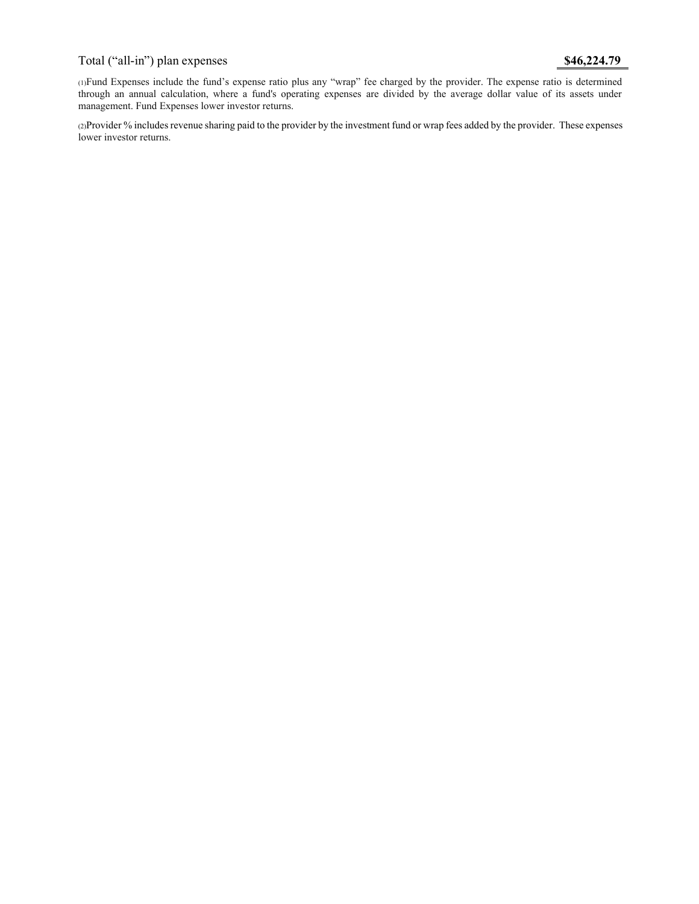| Total ("all-in") plan expenses | **$46,224.79** |
| --- | --- |

(1)Fund Expenses include the fund's expense ratio plus any "wrap" fee charged by the provider. The expense ratio is determined through an annual calculation, where a fund's operating expenses are divided by the average dollar value of its assets under management. Fund Expenses lower investor returns.

(2)Provider % includes revenue sharing paid to the provider by the investment fund or wrap fees added by the provider. These expenses lower investor returns.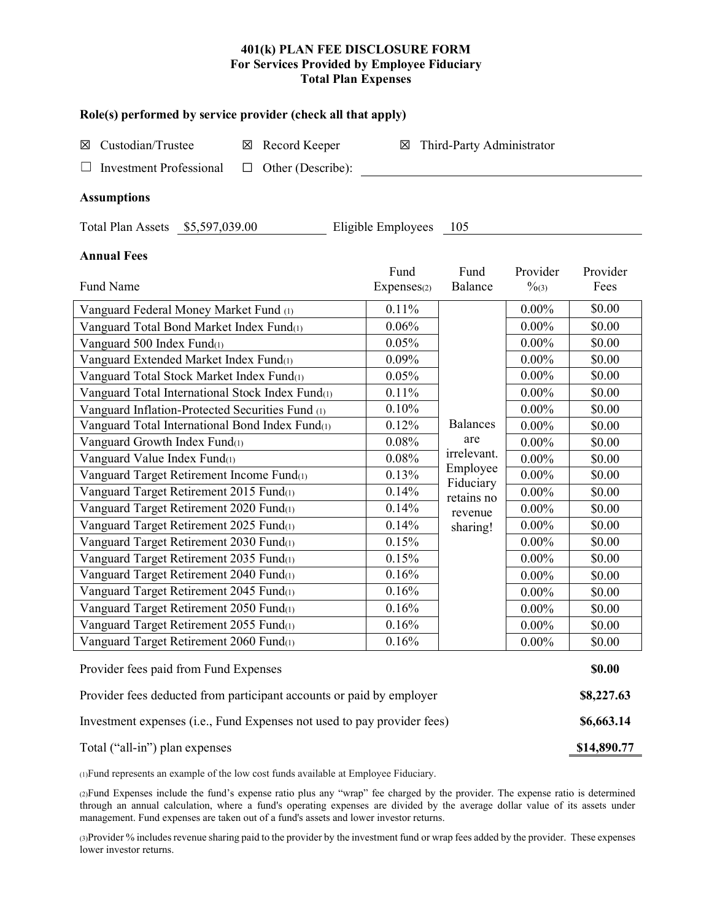# 401(k) PLAN FEE DISCLOSURE FORM
## For Services Provided by Employee Fiduciary
## Total Plan Expenses

### Role(s) performed by service provider (check all that apply)

☒ Custodian/Trustee ☒ Record Keeper ☒ Third-Party Administrator

☐ Investment Professional ☐ Other (Describe): ______________________

### Assumptions

Total Plan Assets $5,597,039.00 Eligible Employees 105

### Annual Fees

| Fund Name | Fund Expenses(2) | Fund Balance | Provider %(3) | Provider Fees |
|---|---|---|---|---|
| Vanguard Federal Money Market Fund (1) | 0.11% | Balances are irrelevant. Employee Fiduciary retains no revenue sharing! | 0.00% | $0.00 |
| Vanguard Total Bond Market Index Fund(1) | 0.06% | | 0.00% | $0.00 |
| Vanguard 500 Index Fund(1) | 0.05% | | 0.00% | $0.00 |
| Vanguard Extended Market Index Fund(1) | 0.09% | | 0.00% | $0.00 |
| Vanguard Total Stock Market Index Fund(1) | 0.05% | | 0.00% | $0.00 |
| Vanguard Total International Stock Index Fund(1) | 0.11% | | 0.00% | $0.00 |
| Vanguard Inflation-Protected Securities Fund (1) | 0.10% | | 0.00% | $0.00 |
| Vanguard Total International Bond Index Fund(1) | 0.12% | | 0.00% | $0.00 |
| Vanguard Growth Index Fund(1) | 0.08% | | 0.00% | $0.00 |
| Vanguard Value Index Fund(1) | 0.08% | | 0.00% | $0.00 |
| Vanguard Target Retirement Income Fund(1) | 0.13% | | 0.00% | $0.00 |
| Vanguard Target Retirement 2015 Fund(1) | 0.14% | | 0.00% | $0.00 |
| Vanguard Target Retirement 2020 Fund(1) | 0.14% | | 0.00% | $0.00 |
| Vanguard Target Retirement 2025 Fund(1) | 0.14% | | 0.00% | $0.00 |
| Vanguard Target Retirement 2030 Fund(1) | 0.15% | | 0.00% | $0.00 |
| Vanguard Target Retirement 2035 Fund(1) | 0.15% | | 0.00% | $0.00 |
| Vanguard Target Retirement 2040 Fund(1) | 0.16% | | 0.00% | $0.00 |
| Vanguard Target Retirement 2045 Fund(1) | 0.16% | | 0.00% | $0.00 |
| Vanguard Target Retirement 2050 Fund(1) | 0.16% | | 0.00% | $0.00 |
| Vanguard Target Retirement 2055 Fund(1) | 0.16% | | 0.00% | $0.00 |
| Vanguard Target Retirement 2060 Fund(1) | 0.16% | | 0.00% | $0.00 |

| | |
|---|---|
| Provider fees paid from Fund Expenses | **$0.00** |
| Provider fees deducted from participant accounts or paid by employer | **$8,227.63** |
| Investment expenses (i.e., Fund Expenses not used to pay provider fees) | **$6,663.14** |
| Total ("all-in") plan expenses | **$14,890.77** |

(1)Fund represents an example of the low cost funds available at Employee Fiduciary.

(2)Fund Expenses include the fund's expense ratio plus any "wrap" fee charged by the provider. The expense ratio is determined through an annual calculation, where a fund's operating expenses are divided by the average dollar value of its assets under management. Fund expenses are taken out of a fund's assets and lower investor returns.

(3)Provider % includes revenue sharing paid to the provider by the investment fund or wrap fees added by the provider. These expenses lower investor returns.